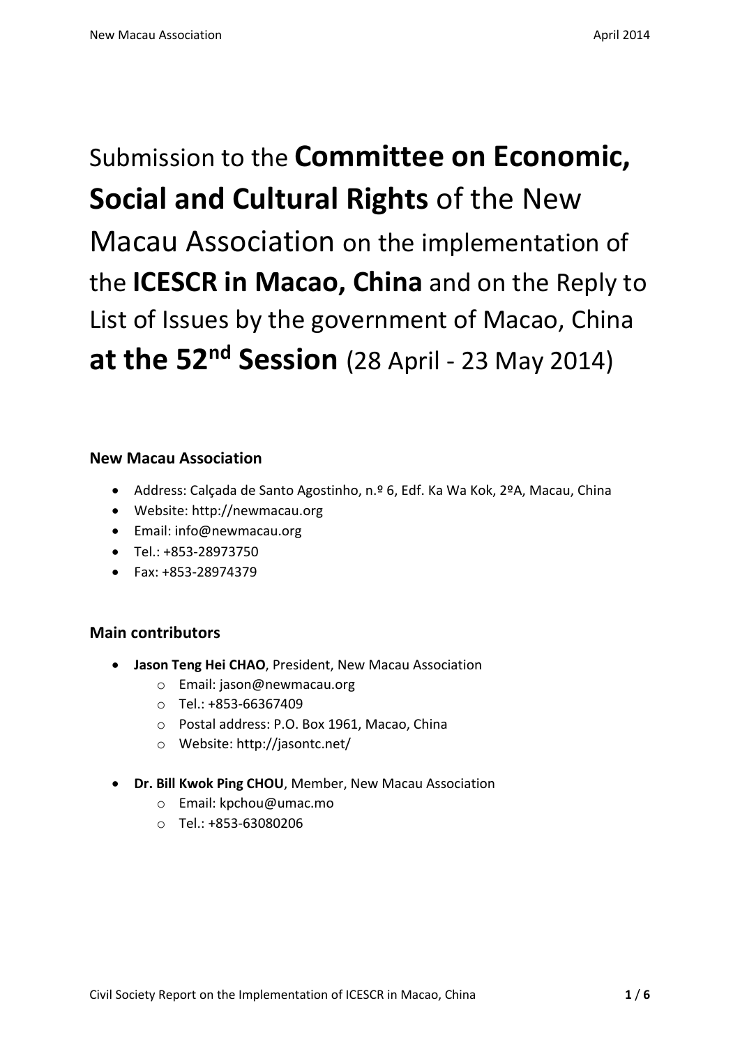# Submission to the **Committee on Economic, Social and Cultural Rights** of the New Macau Association on the implementation of the **ICESCR in Macao, China** and on the Reply to List of Issues by the government of Macao, China **at the 52nd Session** (28 April - 23 May 2014)

**New Macau Association**

- Address: Calçada de Santo Agostinho, n.º 6, Edf. Ka Wa Kok, 2ºA, Macau, China
- Website: http://newmacau.org
- Email: info@newmacau.org
- Tel.: +853-28973750
- Fax: +853-28974379

**Main contributors**

- **Jason Teng Hei CHAO**, President, New Macau Association
  - Email: jason@newmacau.org
  - Tel.: +853-66367409
  - Postal address: P.O. Box 1961, Macao, China
  - Website: http://jasontc.net/
- **Dr. Bill Kwok Ping CHOU**, Member, New Macau Association
  - Email: kpchou@umac.mo
  - Tel.: +853-63080206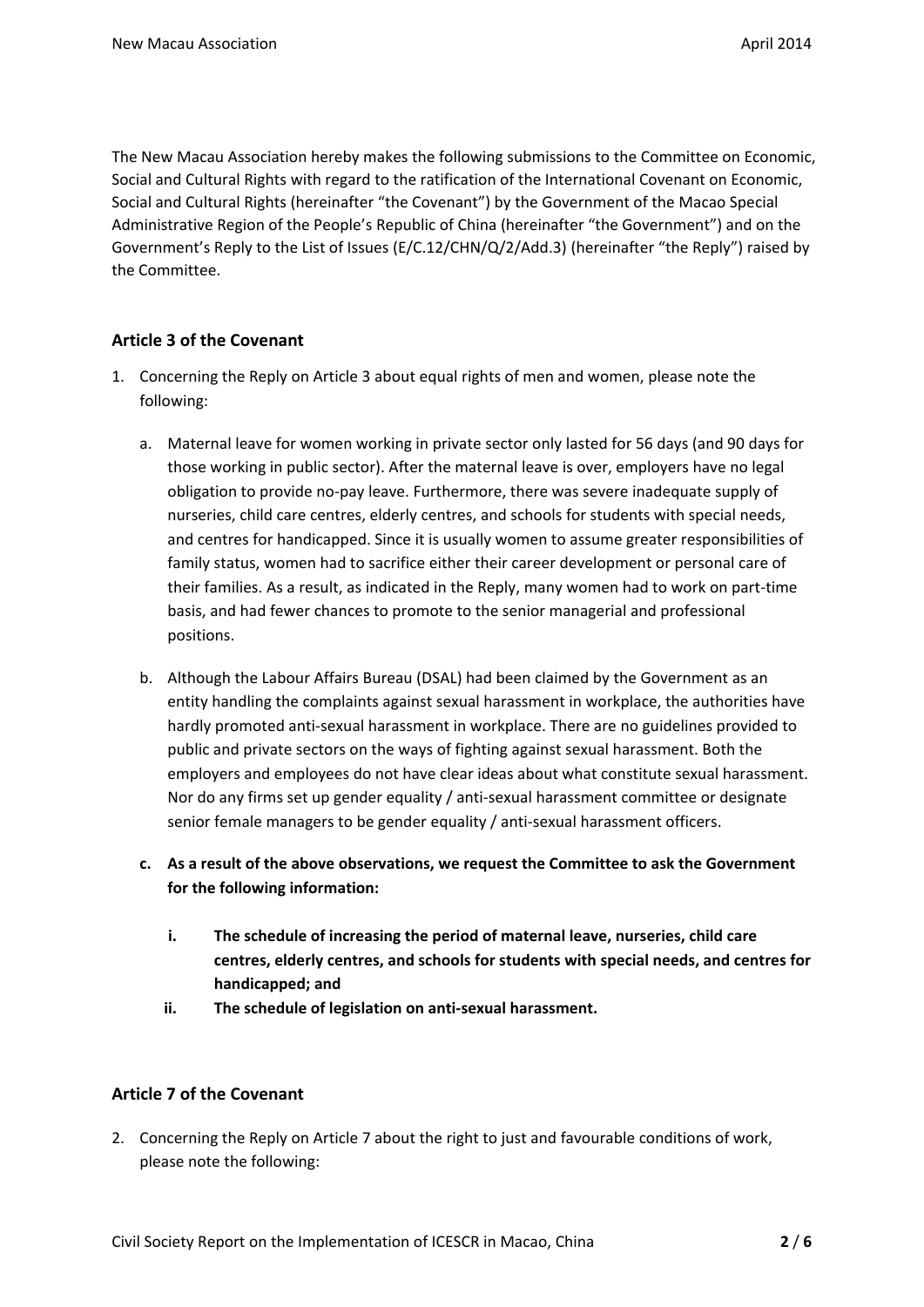The New Macau Association hereby makes the following submissions to the Committee on Economic, Social and Cultural Rights with regard to the ratification of the International Covenant on Economic, Social and Cultural Rights (hereinafter "the Covenant") by the Government of the Macao Special Administrative Region of the People's Republic of China (hereinafter "the Government") and on the Government's Reply to the List of Issues (E/C.12/CHN/Q/2/Add.3) (hereinafter "the Reply") raised by the Committee.

## Article 3 of the Covenant

1. Concerning the Reply on Article 3 about equal rights of men and women, please note the following:

   a. Maternal leave for women working in private sector only lasted for 56 days (and 90 days for those working in public sector). After the maternal leave is over, employers have no legal obligation to provide no-pay leave. Furthermore, there was severe inadequate supply of nurseries, child care centres, elderly centres, and schools for students with special needs, and centres for handicapped. Since it is usually women to assume greater responsibilities of family status, women had to sacrifice either their career development or personal care of their families. As a result, as indicated in the Reply, many women had to work on part-time basis, and had fewer chances to promote to the senior managerial and professional positions.

   b. Although the Labour Affairs Bureau (DSAL) had been claimed by the Government as an entity handling the complaints against sexual harassment in workplace, the authorities have hardly promoted anti-sexual harassment in workplace. There are no guidelines provided to public and private sectors on the ways of fighting against sexual harassment. Both the employers and employees do not have clear ideas about what constitute sexual harassment. Nor do any firms set up gender equality / anti-sexual harassment committee or designate senior female managers to be gender equality / anti-sexual harassment officers.

   **c. As a result of the above observations, we request the Committee to ask the Government for the following information:**

      **i. The schedule of increasing the period of maternal leave, nurseries, child care centres, elderly centres, and schools for students with special needs, and centres for handicapped; and**

      **ii. The schedule of legislation on anti-sexual harassment.**

## Article 7 of the Covenant

2. Concerning the Reply on Article 7 about the right to just and favourable conditions of work, please note the following: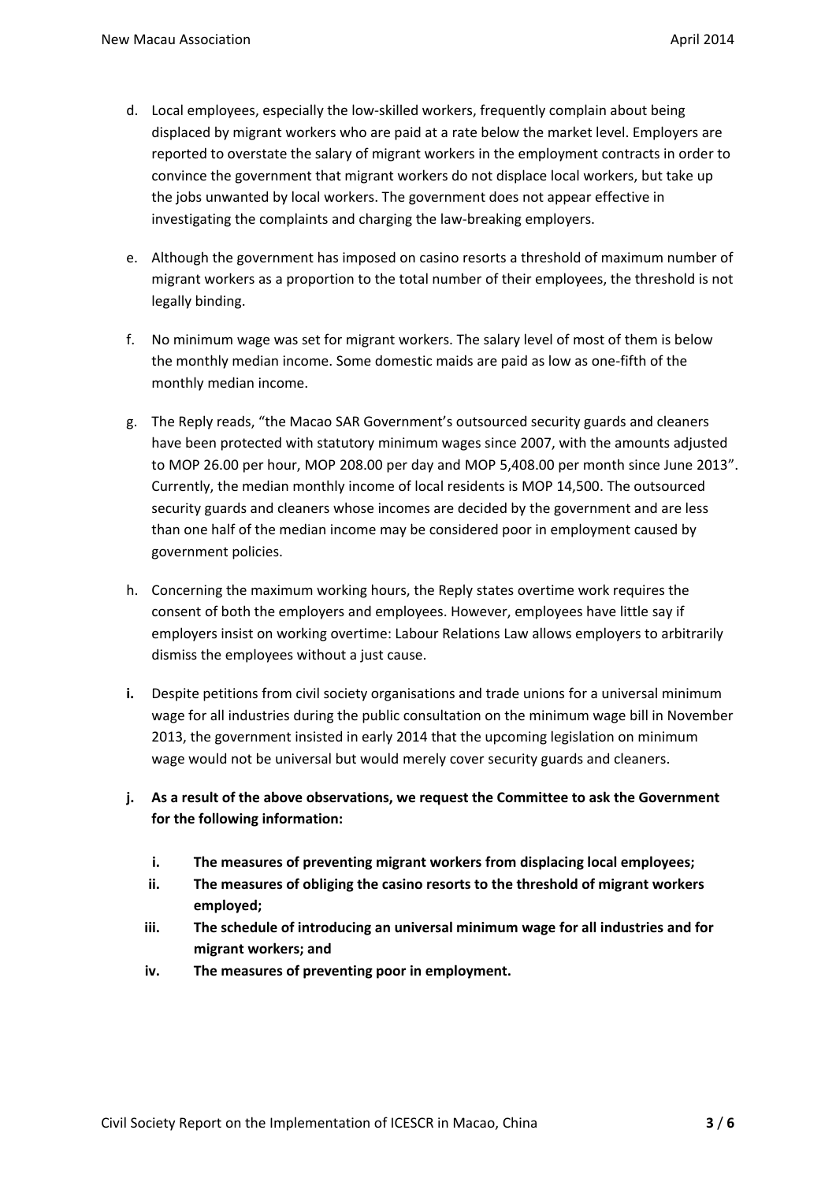d. Local employees, especially the low-skilled workers, frequently complain about being displaced by migrant workers who are paid at a rate below the market level. Employers are reported to overstate the salary of migrant workers in the employment contracts in order to convince the government that migrant workers do not displace local workers, but take up the jobs unwanted by local workers. The government does not appear effective in investigating the complaints and charging the law-breaking employers.

e. Although the government has imposed on casino resorts a threshold of maximum number of migrant workers as a proportion to the total number of their employees, the threshold is not legally binding.

f. No minimum wage was set for migrant workers. The salary level of most of them is below the monthly median income. Some domestic maids are paid as low as one-fifth of the monthly median income.

g. The Reply reads, "the Macao SAR Government's outsourced security guards and cleaners have been protected with statutory minimum wages since 2007, with the amounts adjusted to MOP 26.00 per hour, MOP 208.00 per day and MOP 5,408.00 per month since June 2013". Currently, the median monthly income of local residents is MOP 14,500. The outsourced security guards and cleaners whose incomes are decided by the government and are less than one half of the median income may be considered poor in employment caused by government policies.

h. Concerning the maximum working hours, the Reply states overtime work requires the consent of both the employers and employees. However, employees have little say if employers insist on working overtime: Labour Relations Law allows employers to arbitrarily dismiss the employees without a just cause.

**i.** Despite petitions from civil society organisations and trade unions for a universal minimum wage for all industries during the public consultation on the minimum wage bill in November 2013, the government insisted in early 2014 that the upcoming legislation on minimum wage would not be universal but would merely cover security guards and cleaners.

**j. As a result of the above observations, we request the Committee to ask the Government for the following information:**

  **i. The measures of preventing migrant workers from displacing local employees;**

  **ii. The measures of obliging the casino resorts to the threshold of migrant workers employed;**

  **iii. The schedule of introducing an universal minimum wage for all industries and for migrant workers; and**

  **iv. The measures of preventing poor in employment.**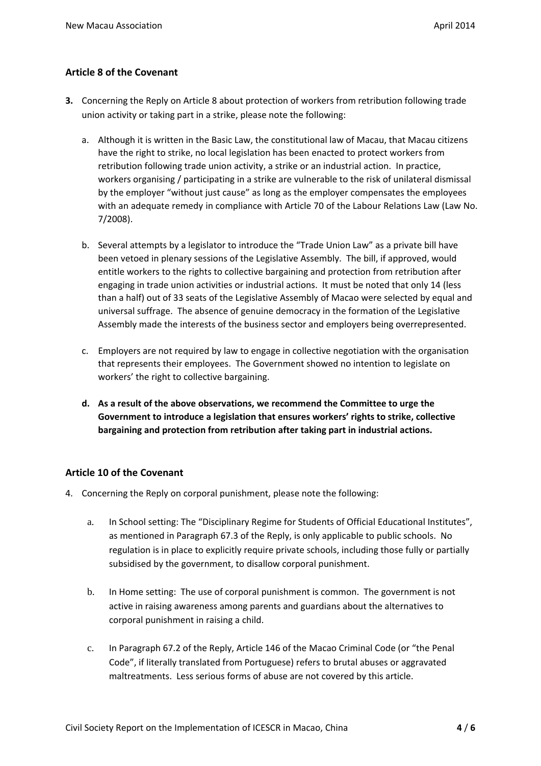## Article 8 of the Covenant

**3.** Concerning the Reply on Article 8 about protection of workers from retribution following trade union activity or taking part in a strike, please note the following:

a. Although it is written in the Basic Law, the constitutional law of Macau, that Macau citizens have the right to strike, no local legislation has been enacted to protect workers from retribution following trade union activity, a strike or an industrial action. In practice, workers organising / participating in a strike are vulnerable to the risk of unilateral dismissal by the employer "without just cause" as long as the employer compensates the employees with an adequate remedy in compliance with Article 70 of the Labour Relations Law (Law No. 7/2008).

b. Several attempts by a legislator to introduce the "Trade Union Law" as a private bill have been vetoed in plenary sessions of the Legislative Assembly. The bill, if approved, would entitle workers to the rights to collective bargaining and protection from retribution after engaging in trade union activities or industrial actions. It must be noted that only 14 (less than a half) out of 33 seats of the Legislative Assembly of Macao were selected by equal and universal suffrage. The absence of genuine democracy in the formation of the Legislative Assembly made the interests of the business sector and employers being overrepresented.

c. Employers are not required by law to engage in collective negotiation with the organisation that represents their employees. The Government showed no intention to legislate on workers' the right to collective bargaining.

**d. As a result of the above observations, we recommend the Committee to urge the Government to introduce a legislation that ensures workers' rights to strike, collective bargaining and protection from retribution after taking part in industrial actions.**

## Article 10 of the Covenant

4. Concerning the Reply on corporal punishment, please note the following:

a. In School setting: The "Disciplinary Regime for Students of Official Educational Institutes", as mentioned in Paragraph 67.3 of the Reply, is only applicable to public schools. No regulation is in place to explicitly require private schools, including those fully or partially subsidised by the government, to disallow corporal punishment.

b. In Home setting: The use of corporal punishment is common. The government is not active in raising awareness among parents and guardians about the alternatives to corporal punishment in raising a child.

c. In Paragraph 67.2 of the Reply, Article 146 of the Macao Criminal Code (or "the Penal Code", if literally translated from Portuguese) refers to brutal abuses or aggravated maltreatments. Less serious forms of abuse are not covered by this article.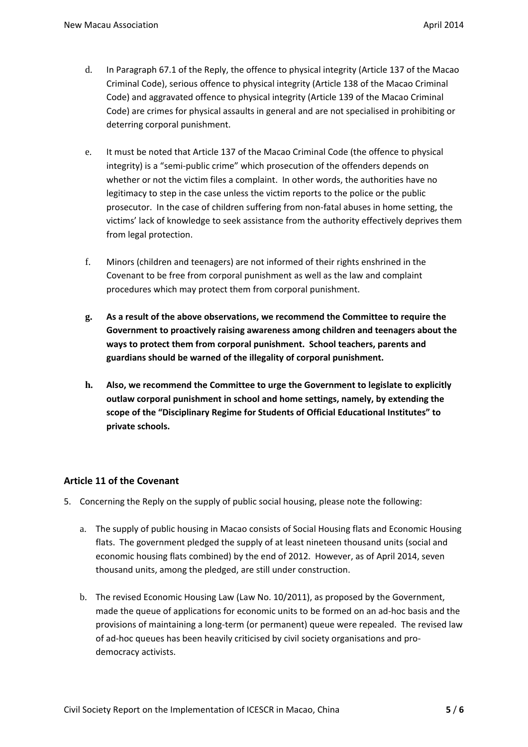d. In Paragraph 67.1 of the Reply, the offence to physical integrity (Article 137 of the Macao Criminal Code), serious offence to physical integrity (Article 138 of the Macao Criminal Code) and aggravated offence to physical integrity (Article 139 of the Macao Criminal Code) are crimes for physical assaults in general and are not specialised in prohibiting or deterring corporal punishment.

e. It must be noted that Article 137 of the Macao Criminal Code (the offence to physical integrity) is a "semi-public crime" which prosecution of the offenders depends on whether or not the victim files a complaint. In other words, the authorities have no legitimacy to step in the case unless the victim reports to the police or the public prosecutor. In the case of children suffering from non-fatal abuses in home setting, the victims' lack of knowledge to seek assistance from the authority effectively deprives them from legal protection.

f. Minors (children and teenagers) are not informed of their rights enshrined in the Covenant to be free from corporal punishment as well as the law and complaint procedures which may protect them from corporal punishment.

**g. As a result of the above observations, we recommend the Committee to require the Government to proactively raising awareness among children and teenagers about the ways to protect them from corporal punishment. School teachers, parents and guardians should be warned of the illegality of corporal punishment.**

**h. Also, we recommend the Committee to urge the Government to legislate to explicitly outlaw corporal punishment in school and home settings, namely, by extending the scope of the "Disciplinary Regime for Students of Official Educational Institutes" to private schools.**

### Article 11 of the Covenant

5. Concerning the Reply on the supply of public social housing, please note the following:

   a. The supply of public housing in Macao consists of Social Housing flats and Economic Housing flats. The government pledged the supply of at least nineteen thousand units (social and economic housing flats combined) by the end of 2012. However, as of April 2014, seven thousand units, among the pledged, are still under construction.

   b. The revised Economic Housing Law (Law No. 10/2011), as proposed by the Government, made the queue of applications for economic units to be formed on an ad-hoc basis and the provisions of maintaining a long-term (or permanent) queue were repealed. The revised law of ad-hoc queues has been heavily criticised by civil society organisations and pro-democracy activists.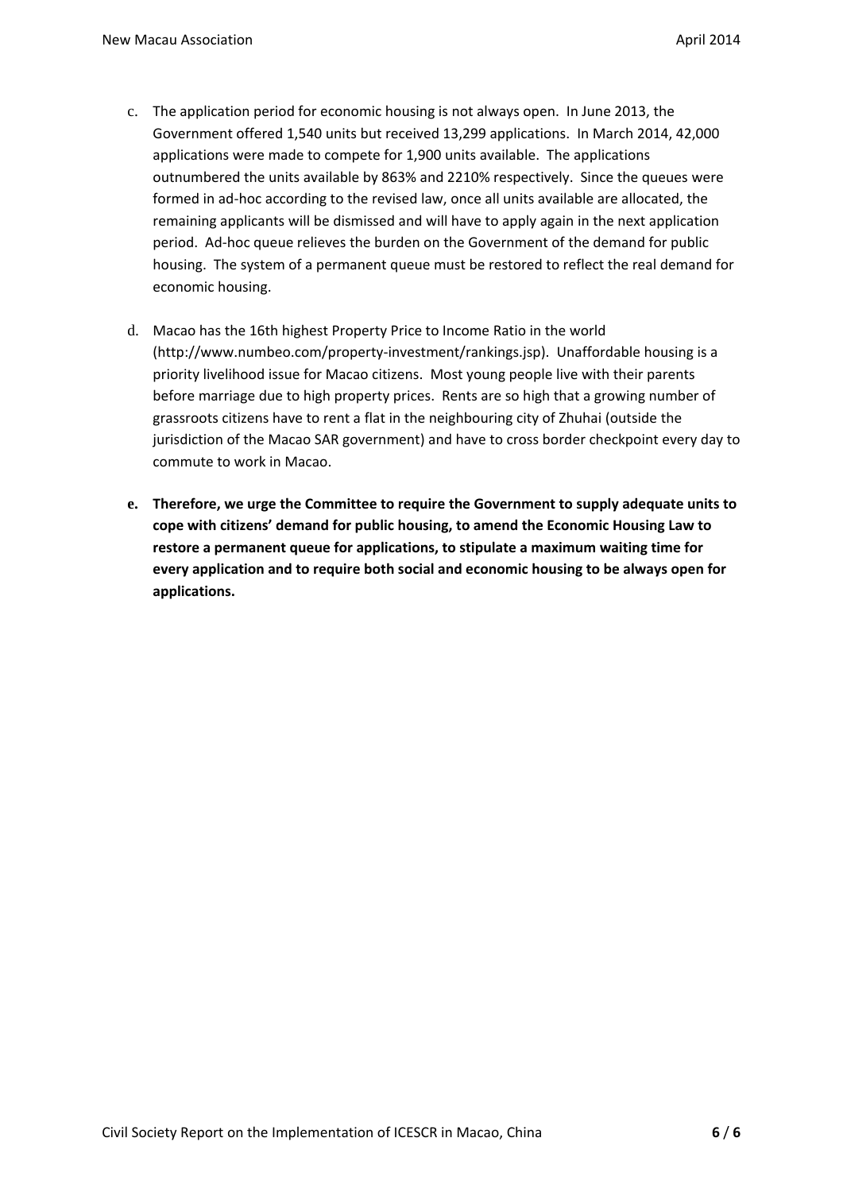c. The application period for economic housing is not always open. In June 2013, the Government offered 1,540 units but received 13,299 applications. In March 2014, 42,000 applications were made to compete for 1,900 units available. The applications outnumbered the units available by 863% and 2210% respectively. Since the queues were formed in ad-hoc according to the revised law, once all units available are allocated, the remaining applicants will be dismissed and will have to apply again in the next application period. Ad-hoc queue relieves the burden on the Government of the demand for public housing. The system of a permanent queue must be restored to reflect the real demand for economic housing.

d. Macao has the 16th highest Property Price to Income Ratio in the world (http://www.numbeo.com/property-investment/rankings.jsp). Unaffordable housing is a priority livelihood issue for Macao citizens. Most young people live with their parents before marriage due to high property prices. Rents are so high that a growing number of grassroots citizens have to rent a flat in the neighbouring city of Zhuhai (outside the jurisdiction of the Macao SAR government) and have to cross border checkpoint every day to commute to work in Macao.

**e. Therefore, we urge the Committee to require the Government to supply adequate units to cope with citizens' demand for public housing, to amend the Economic Housing Law to restore a permanent queue for applications, to stipulate a maximum waiting time for every application and to require both social and economic housing to be always open for applications.**